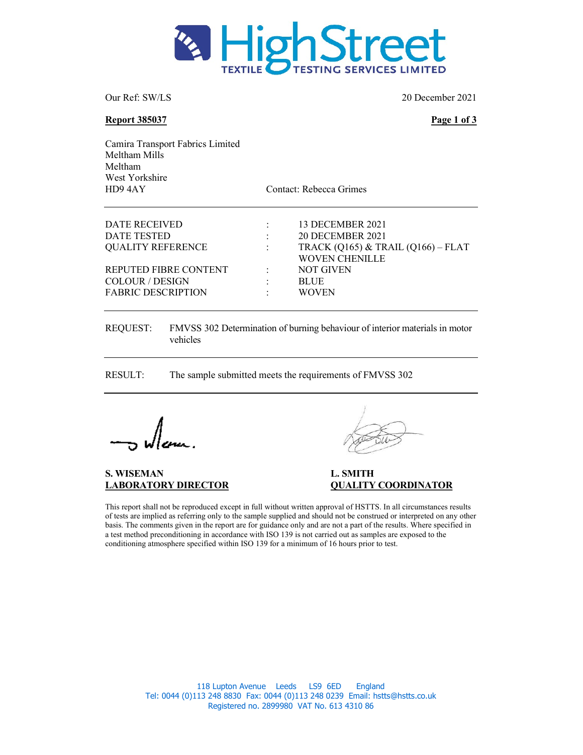HighStreet TEXTILE TESTING SERVICES LIMITED

Our Ref: SW/LS

20 December 2021

**Report 385037**

**Page 1 of 3**

Camira Transport Fabrics Limited
Meltham Mills
Meltham
West Yorkshire
HD9 4AY

Contact: Rebecca Grimes

| | | |
|---|---|---|
| DATE RECEIVED | : | 13 DECEMBER 2021 |
| DATE TESTED | : | 20 DECEMBER 2021 |
| QUALITY REFERENCE | : | TRACK (Q165) & TRAIL (Q166) – FLAT WOVEN CHENILLE |
| REPUTED FIBRE CONTENT | : | NOT GIVEN |
| COLOUR / DESIGN | : | BLUE |
| FABRIC DESCRIPTION | : | WOVEN |

REQUEST: FMVSS 302 Determination of burning behaviour of interior materials in motor vehicles

RESULT: The sample submitted meets the requirements of FMVSS 302

**S. WISEMAN**
**LABORATORY DIRECTOR**

**L. SMITH**
**QUALITY COORDINATOR**

This report shall not be reproduced except in full without written approval of HSTTS. In all circumstances results of tests are implied as referring only to the sample supplied and should not be construed or interpreted on any other basis. The comments given in the report are for guidance only and are not a part of the results. Where specified in a test method preconditioning in accordance with ISO 139 is not carried out as samples are exposed to the conditioning atmosphere specified within ISO 139 for a minimum of 16 hours prior to test.

118 Lupton Avenue Leeds LS9 6ED England
Tel: 0044 (0)113 248 8830 Fax: 0044 (0)113 248 0239 Email: hstts@hstts.co.uk
Registered no. 2899980 VAT No. 613 4310 86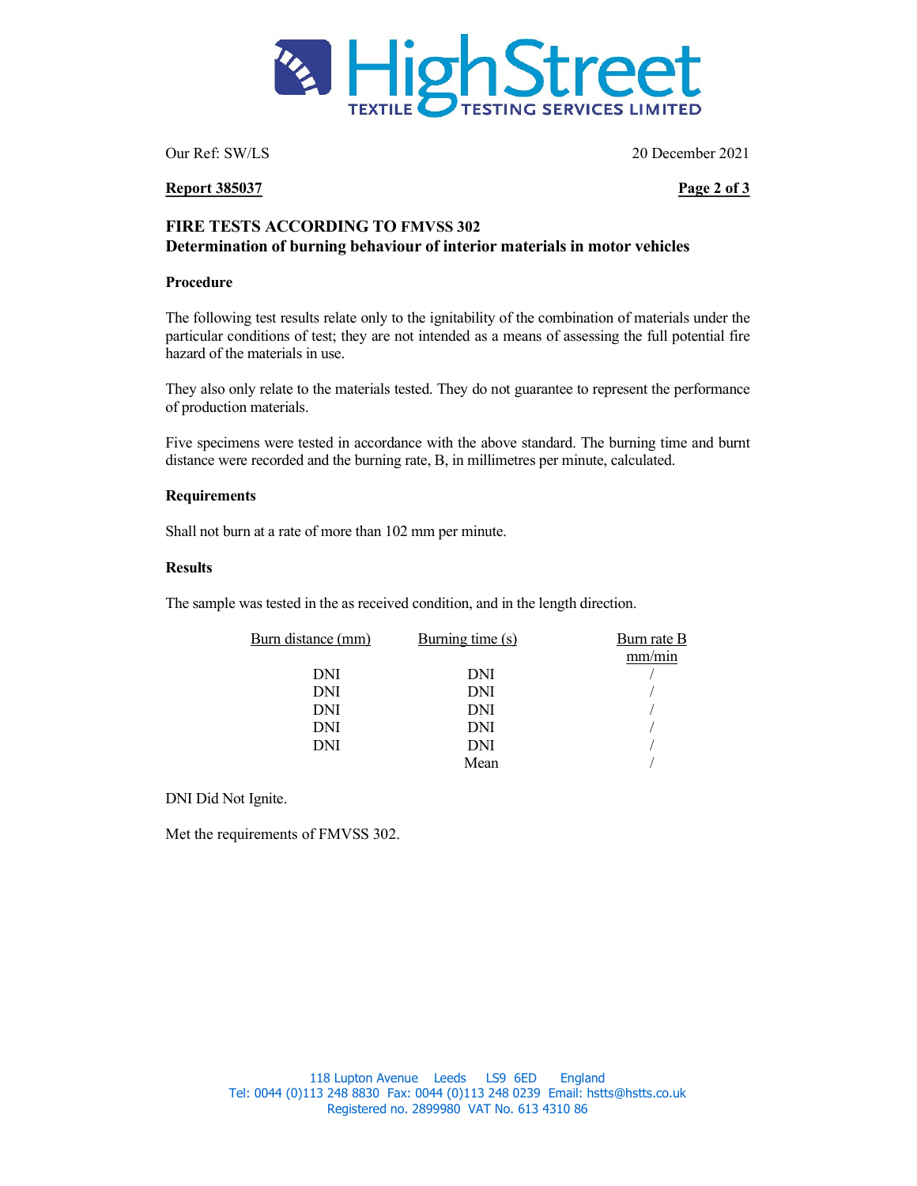Our Ref: SW/LS 20 December 2021

**Report 385037**

## FIRE TESTS ACCORDING TO FMVSS 302
### Determination of burning behaviour of interior materials in motor vehicles

**Procedure**

The following test results relate only to the ignitability of the combination of materials under the particular conditions of test; they are not intended as a means of assessing the full potential fire hazard of the materials in use.

They also only relate to the materials tested. They do not guarantee to represent the performance of production materials.

Five specimens were tested in accordance with the above standard. The burning time and burnt distance were recorded and the burning rate, B, in millimetres per minute, calculated.

**Requirements**

Shall not burn at a rate of more than 102 mm per minute.

**Results**

The sample was tested in the as received condition, and in the length direction.

| Burn distance (mm) | Burning time (s) | Burn rate B mm/min |
|---|---|---|
| DNI | DNI | / |
| DNI | DNI | / |
| DNI | DNI | / |
| DNI | DNI | / |
| DNI | DNI | / |
| | Mean | / |

DNI Did Not Ignite.

Met the requirements of FMVSS 302.

118 Lupton Avenue Leeds LS9 6ED England
Tel: 0044 (0)113 248 8830 Fax: 0044 (0)113 248 0239 Email: hstts@hstts.co.uk
Registered no. 2899980 VAT No. 613 4310 86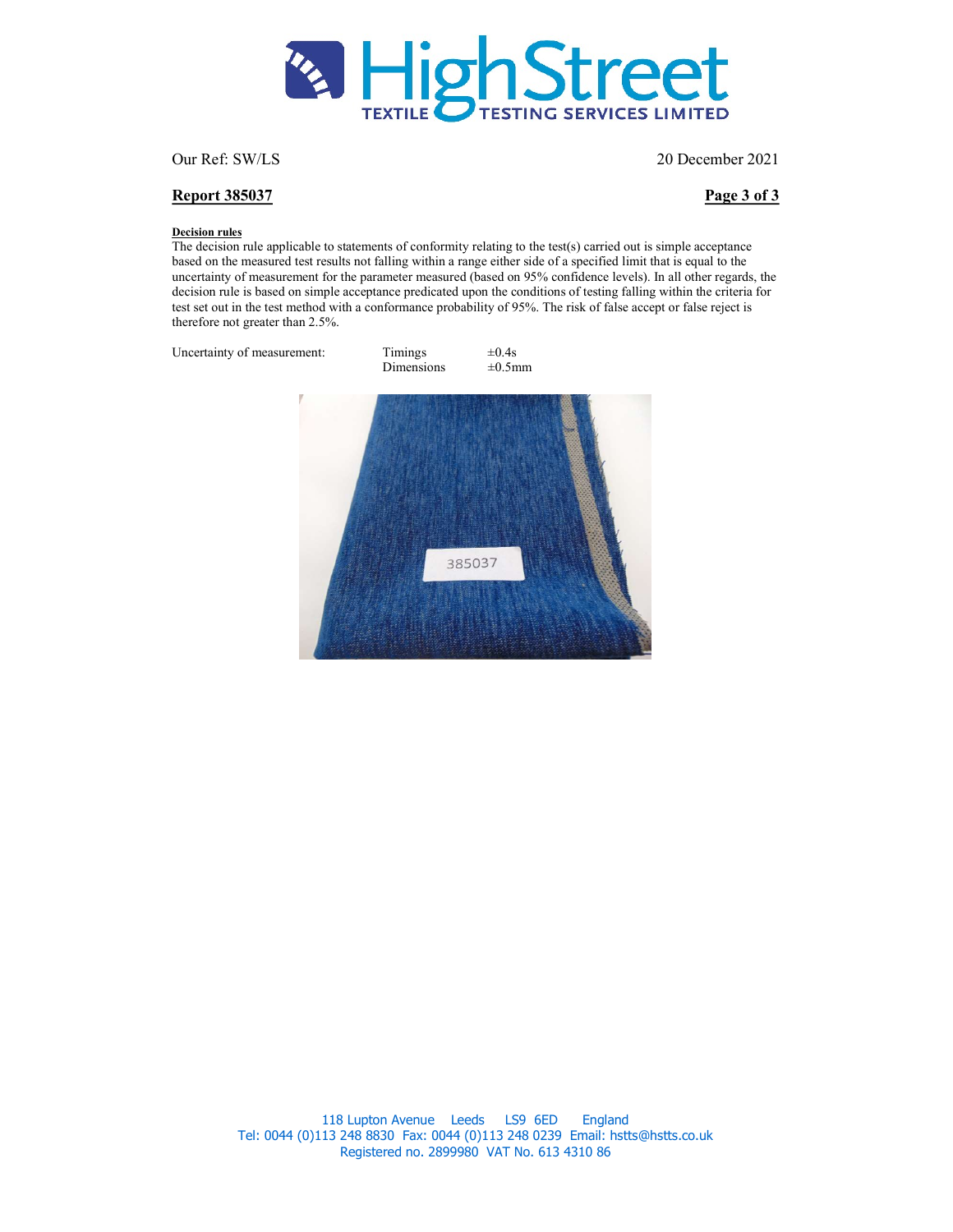Our Ref: SW/LS

20 December 2021

**Report 385037**

**Decision rules**

The decision rule applicable to statements of conformity relating to the test(s) carried out is simple acceptance based on the measured test results not falling within a range either side of a specified limit that is equal to the uncertainty of measurement for the parameter measured (based on 95% confidence levels). In all other regards, the decision rule is based on simple acceptance predicated upon the conditions of testing falling within the criteria for test set out in the test method with a conformance probability of 95%. The risk of false accept or false reject is therefore not greater than 2.5%.

| | | |
|---|---|---|
| Uncertainty of measurement: | Timings | ±0.4s |
| | Dimensions | ±0.5mm |

118 Lupton Avenue Leeds LS9 6ED England
Tel: 0044 (0)113 248 8830 Fax: 0044 (0)113 248 0239 Email: hstts@hstts.co.uk
Registered no. 2899980 VAT No. 613 4310 86